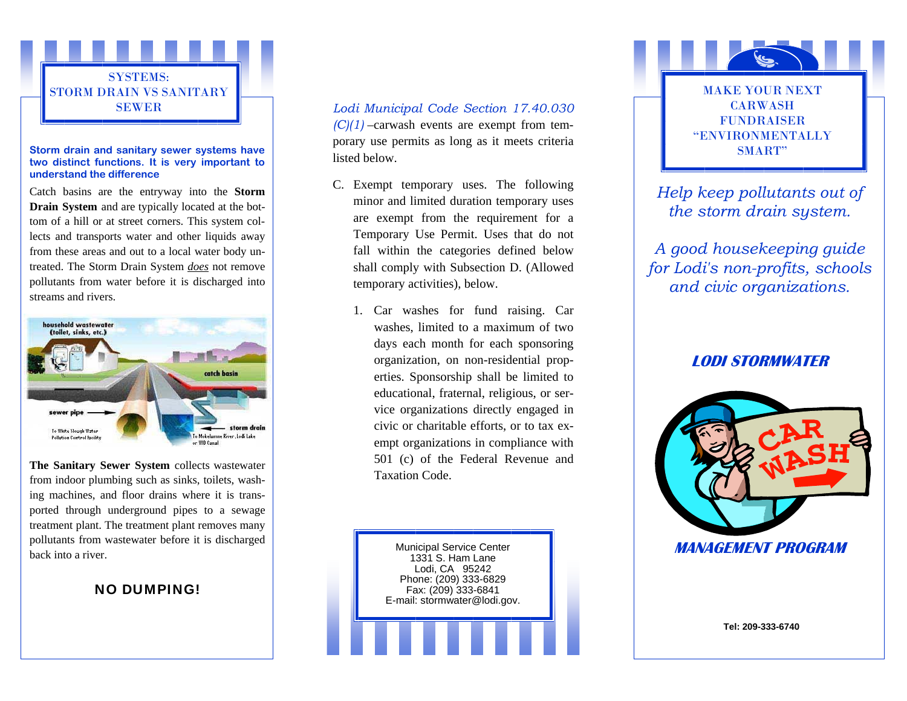## SYSTEMS: STORM DRAIN VS SANITARY SEWER

**Storm drain and sanitary sewer systems have two distinct functions. It is very important to understand the difference**

Catch basins are the entryway into the **Storm Drain System** and are typically located at the bottom of a hill or at street corners. This system collects and transports water and other liquids away from these areas and out to a local water body untreated. The Storm Drain System *does* not remove pollutants from water before it is discharged into streams and rivers.

household wastewater (toilet, sinks, etc.)

catch basin

sewer pipe

storm drain

To White Slough Water Pollution Control Facility

To Mokelumne River, Lodi Lake or WID Canal

**The Sanitary Sewer System** collects wastewater from indoor plumbing such as sinks, toilets, washing machines, and floor drains where it is transported through underground pipes to a sewage treatment plant. The treatment plant removes many pollutants from wastewater before it is discharged back into a river.

**NO DUMPING!**

*Lodi Municipal Code Section 17.40.030 (C)(1)* –carwash events are exempt from temporary use permits as long as it meets criteria listed below.

C. Exempt temporary uses. The following minor and limited duration temporary uses are exempt from the requirement for a Temporary Use Permit. Uses that do not fall within the categories defined below shall comply with Subsection D. (Allowed temporary activities), below.

1. Car washes for fund raising. Car washes, limited to a maximum of two days each month for each sponsoring organization, on non-residential properties. Sponsorship shall be limited to educational, fraternal, religious, or service organizations directly engaged in civic or charitable efforts, or to tax exempt organizations in compliance with 501 (c) of the Federal Revenue and Taxation Code.

Municipal Service Center
1331 S. Ham Lane
Lodi, CA 95242
Phone: (209) 333-6829
Fax: (209) 333-6841
E-mail: stormwater@lodi.gov.

## MAKE YOUR NEXT CARWASH FUNDRAISER “ENVIRONMENTALLY SMART”

*Help keep pollutants out of the storm drain system.*

*A good housekeeping guide for Lodi's non-profits, schools and civic organizations.*

***LODI STORMWATER***

CAR WASH

***MANAGEMENT PROGRAM***

**Tel: 209-333-6740**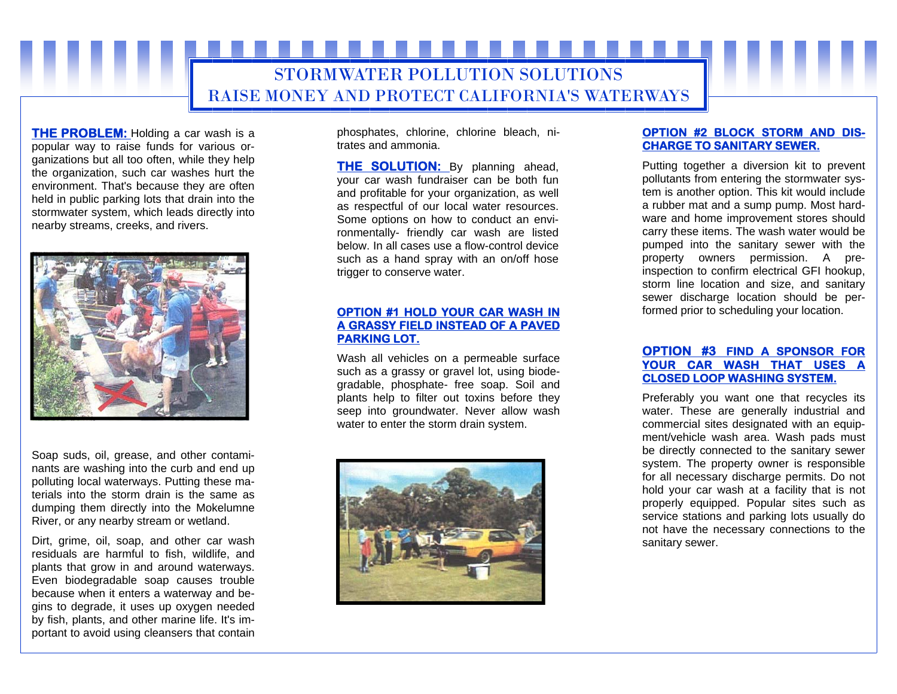# STORMWATER POLLUTION SOLUTIONS
# RAISE MONEY AND PROTECT CALIFORNIA'S WATERWAYS

**THE PROBLEM:** Holding a car wash is a popular way to raise funds for various organizations but all too often, while they help the organization, such car washes hurt the environment. That's because they are often held in public parking lots that drain into the stormwater system, which leads directly into nearby streams, creeks, and rivers.

Soap suds, oil, grease, and other contaminants are washing into the curb and end up polluting local waterways. Putting these materials into the storm drain is the same as dumping them directly into the Mokelumne River, or any nearby stream or wetland.

Dirt, grime, oil, soap, and other car wash residuals are harmful to fish, wildlife, and plants that grow in and around waterways. Even biodegradable soap causes trouble because when it enters a waterway and begins to degrade, it uses up oxygen needed by fish, plants, and other marine life. It's important to avoid using cleansers that contain phosphates, chlorine, chlorine bleach, nitrates and ammonia.

**THE SOLUTION:** By planning ahead, your car wash fundraiser can be both fun and profitable for your organization, as well as respectful of our local water resources. Some options on how to conduct an environmentally- friendly car wash are listed below. In all cases use a flow-control device such as a hand spray with an on/off hose trigger to conserve water.

### OPTION #1 HOLD YOUR CAR WASH IN A GRASSY FIELD INSTEAD OF A PAVED PARKING LOT.

Wash all vehicles on a permeable surface such as a grassy or gravel lot, using biodegradable, phosphate- free soap. Soil and plants help to filter out toxins before they seep into groundwater. Never allow wash water to enter the storm drain system.

### OPTION #2 BLOCK STORM AND DISCHARGE TO SANITARY SEWER.

Putting together a diversion kit to prevent pollutants from entering the stormwater system is another option. This kit would include a rubber mat and a sump pump. Most hardware and home improvement stores should carry these items. The wash water would be pumped into the sanitary sewer with the property owners permission. A pre-inspection to confirm electrical GFI hookup, storm line location and size, and sanitary sewer discharge location should be performed prior to scheduling your location.

### OPTION #3 FIND A SPONSOR FOR YOUR CAR WASH THAT USES A CLOSED LOOP WASHING SYSTEM.

Preferably you want one that recycles its water. These are generally industrial and commercial sites designated with an equipment/vehicle wash area. Wash pads must be directly connected to the sanitary sewer system. The property owner is responsible for all necessary discharge permits. Do not hold your car wash at a facility that is not properly equipped. Popular sites such as service stations and parking lots usually do not have the necessary connections to the sanitary sewer.